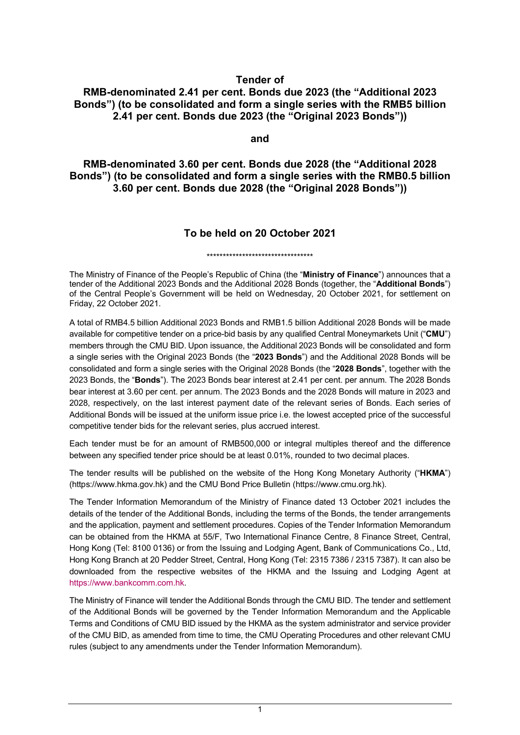# Tender of

# RMB-denominated 2.41 per cent. Bonds due 2023 (the "Additional 2023 Bonds") (to be consolidated and form a single series with the RMB5 billion 2.41 per cent. Bonds due 2023 (the "Original 2023 Bonds"))

**and**

# RMB-denominated 3.60 per cent. Bonds due 2028 (the "Additional 2028 Bonds") (to be consolidated and form a single series with the RMB0.5 billion 3.60 per cent. Bonds due 2028 (the "Original 2028 Bonds"))

## To be held on 20 October 2021

*********************************

The Ministry of Finance of the People's Republic of China (the "**Ministry of Finance**") announces that a tender of the Additional 2023 Bonds and the Additional 2028 Bonds (together, the "**Additional Bonds**") of the Central People's Government will be held on Wednesday, 20 October 2021, for settlement on Friday, 22 October 2021.

A total of RMB4.5 billion Additional 2023 Bonds and RMB1.5 billion Additional 2028 Bonds will be made available for competitive tender on a price-bid basis by any qualified Central Moneymarkets Unit ("**CMU**") members through the CMU BID. Upon issuance, the Additional 2023 Bonds will be consolidated and form a single series with the Original 2023 Bonds (the "**2023 Bonds**") and the Additional 2028 Bonds will be consolidated and form a single series with the Original 2028 Bonds (the "**2028 Bonds**", together with the 2023 Bonds, the "**Bonds**"). The 2023 Bonds bear interest at 2.41 per cent. per annum. The 2028 Bonds bear interest at 3.60 per cent. per annum. The 2023 Bonds and the 2028 Bonds will mature in 2023 and 2028, respectively, on the last interest payment date of the relevant series of Bonds. Each series of Additional Bonds will be issued at the uniform issue price i.e. the lowest accepted price of the successful competitive tender bids for the relevant series, plus accrued interest.

Each tender must be for an amount of RMB500,000 or integral multiples thereof and the difference between any specified tender price should be at least 0.01%, rounded to two decimal places.

The tender results will be published on the website of the Hong Kong Monetary Authority ("**HKMA**") (https://www.hkma.gov.hk) and the CMU Bond Price Bulletin (https://www.cmu.org.hk).

The Tender Information Memorandum of the Ministry of Finance dated 13 October 2021 includes the details of the tender of the Additional Bonds, including the terms of the Bonds, the tender arrangements and the application, payment and settlement procedures. Copies of the Tender Information Memorandum can be obtained from the HKMA at 55/F, Two International Finance Centre, 8 Finance Street, Central, Hong Kong (Tel: 8100 0136) or from the Issuing and Lodging Agent, Bank of Communications Co., Ltd, Hong Kong Branch at 20 Pedder Street, Central, Hong Kong (Tel: 2315 7386 / 2315 7387). It can also be downloaded from the respective websites of the HKMA and the Issuing and Lodging Agent at https://www.bankcomm.com.hk.

The Ministry of Finance will tender the Additional Bonds through the CMU BID. The tender and settlement of the Additional Bonds will be governed by the Tender Information Memorandum and the Applicable Terms and Conditions of CMU BID issued by the HKMA as the system administrator and service provider of the CMU BID, as amended from time to time, the CMU Operating Procedures and other relevant CMU rules (subject to any amendments under the Tender Information Memorandum).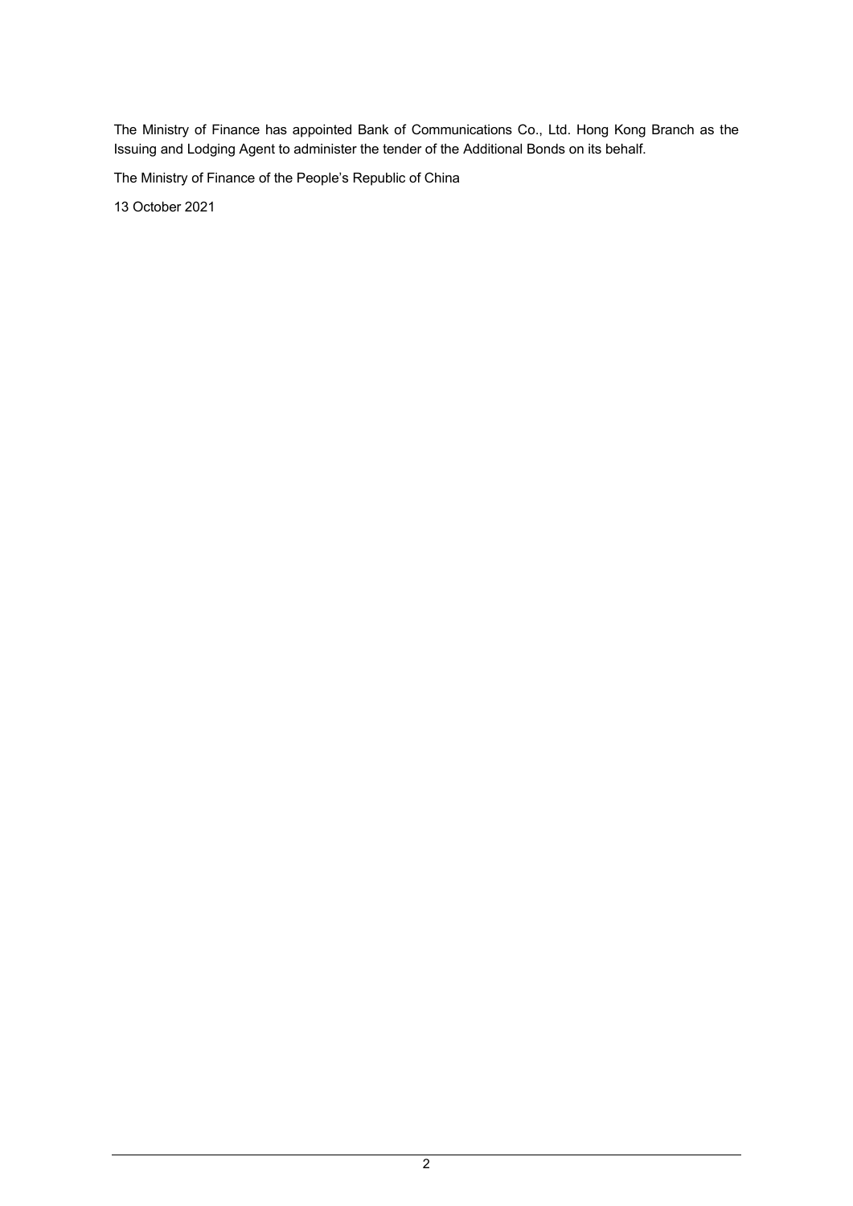The Ministry of Finance has appointed Bank of Communications Co., Ltd. Hong Kong Branch as the Issuing and Lodging Agent to administer the tender of the Additional Bonds on its behalf.

The Ministry of Finance of the People's Republic of China

13 October 2021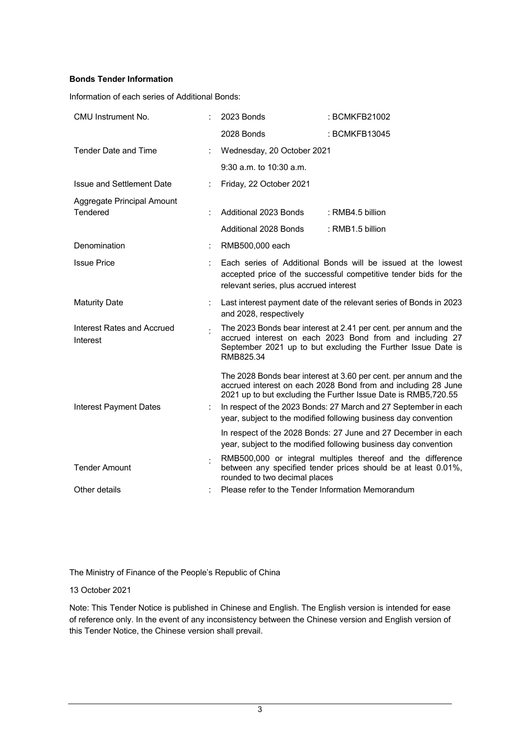**Bonds Tender Information**

Information of each series of Additional Bonds:

| | | | |
|---|---|---|---|
| CMU Instrument No. | : | 2023 Bonds | : BCMKFB21002 |
| | | 2028 Bonds | : BCMKFB13045 |
| Tender Date and Time | : | Wednesday, 20 October 2021<br>9:30 a.m. to 10:30 a.m. | |
| Issue and Settlement Date | : | Friday, 22 October 2021 | |
| Aggregate Principal Amount Tendered | : | Additional 2023 Bonds | : RMB4.5 billion |
| | | Additional 2028 Bonds | : RMB1.5 billion |
| Denomination | : | RMB500,000 each | |
| Issue Price | : | Each series of Additional Bonds will be issued at the lowest accepted price of the successful competitive tender bids for the relevant series, plus accrued interest | |
| Maturity Date | : | Last interest payment date of the relevant series of Bonds in 2023 and 2028, respectively | |
| Interest Rates and Accrued Interest | : | The 2023 Bonds bear interest at 2.41 per cent. per annum and the accrued interest on each 2023 Bond from and including 27 September 2021 up to but excluding the Further Issue Date is RMB825.34<br><br>The 2028 Bonds bear interest at 3.60 per cent. per annum and the accrued interest on each 2028 Bond from and including 28 June 2021 up to but excluding the Further Issue Date is RMB5,720.55 | |
| Interest Payment Dates | : | In respect of the 2023 Bonds: 27 March and 27 September in each year, subject to the modified following business day convention<br><br>In respect of the 2028 Bonds: 27 June and 27 December in each year, subject to the modified following business day convention | |
| Tender Amount | : | RMB500,000 or integral multiples thereof and the difference between any specified tender prices should be at least 0.01%, rounded to two decimal places | |
| Other details | : | Please refer to the Tender Information Memorandum | |

The Ministry of Finance of the People's Republic of China

13 October 2021

Note: This Tender Notice is published in Chinese and English. The English version is intended for ease of reference only. In the event of any inconsistency between the Chinese version and English version of this Tender Notice, the Chinese version shall prevail.